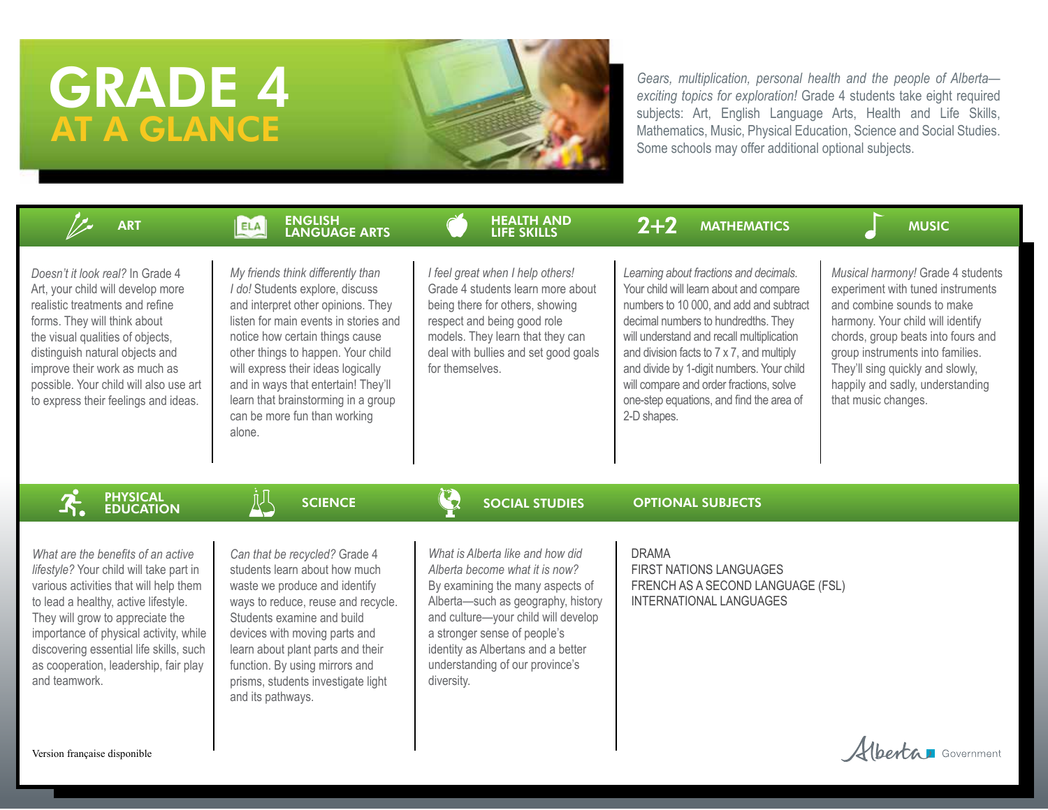# GRADE 4
## AT A GLANCE

*Gears, multiplication, personal health and the people of Alberta—exciting topics for exploration!* Grade 4 students take eight required subjects: Art, English Language Arts, Health and Life Skills, Mathematics, Music, Physical Education, Science and Social Studies. Some schools may offer additional optional subjects.

### ART

*Doesn't it look real?* In Grade 4 Art, your child will develop more realistic treatments and refine forms. They will think about the visual qualities of objects, distinguish natural objects and improve their work as much as possible. Your child will also use art to express their feelings and ideas.

### ENGLISH LANGUAGE ARTS

*My friends think differently than I do!* Students explore, discuss and interpret other opinions. They listen for main events in stories and notice how certain things cause other things to happen. Your child will express their ideas logically and in ways that entertain! They'll learn that brainstorming in a group can be more fun than working alone.

### HEALTH AND LIFE SKILLS

*I feel great when I help others!* Grade 4 students learn more about being there for others, showing respect and being good role models. They learn that they can deal with bullies and set good goals for themselves.

### MATHEMATICS

*Learning about fractions and decimals.* Your child will learn about and compare numbers to 10 000, and add and subtract decimal numbers to hundredths. They will understand and recall multiplication and division facts to 7 x 7, and multiply and divide by 1-digit numbers. Your child will compare and order fractions, solve one-step equations, and find the area of 2-D shapes.

### MUSIC

*Musical harmony!* Grade 4 students experiment with tuned instruments and combine sounds to make harmony. Your child will identify chords, group beats into fours and group instruments into families. They'll sing quickly and slowly, happily and sadly, understanding that music changes.

### PHYSICAL EDUCATION

*What are the benefits of an active lifestyle?* Your child will take part in various activities that will help them to lead a healthy, active lifestyle. They will grow to appreciate the importance of physical activity, while discovering essential life skills, such as cooperation, leadership, fair play and teamwork.

### SCIENCE

*Can that be recycled?* Grade 4 students learn about how much waste we produce and identify ways to reduce, reuse and recycle. Students examine and build devices with moving parts and learn about plant parts and their function. By using mirrors and prisms, students investigate light and its pathways.

### SOCIAL STUDIES

*What is Alberta like and how did Alberta become what it is now?* By examining the many aspects of Alberta—such as geography, history and culture—your child will develop a stronger sense of people's identity as Albertans and a better understanding of our province's diversity.

### OPTIONAL SUBJECTS

DRAMA
FIRST NATIONS LANGUAGES
FRENCH AS A SECOND LANGUAGE (FSL)
INTERNATIONAL LANGUAGES

Version française disponible

Alberta Government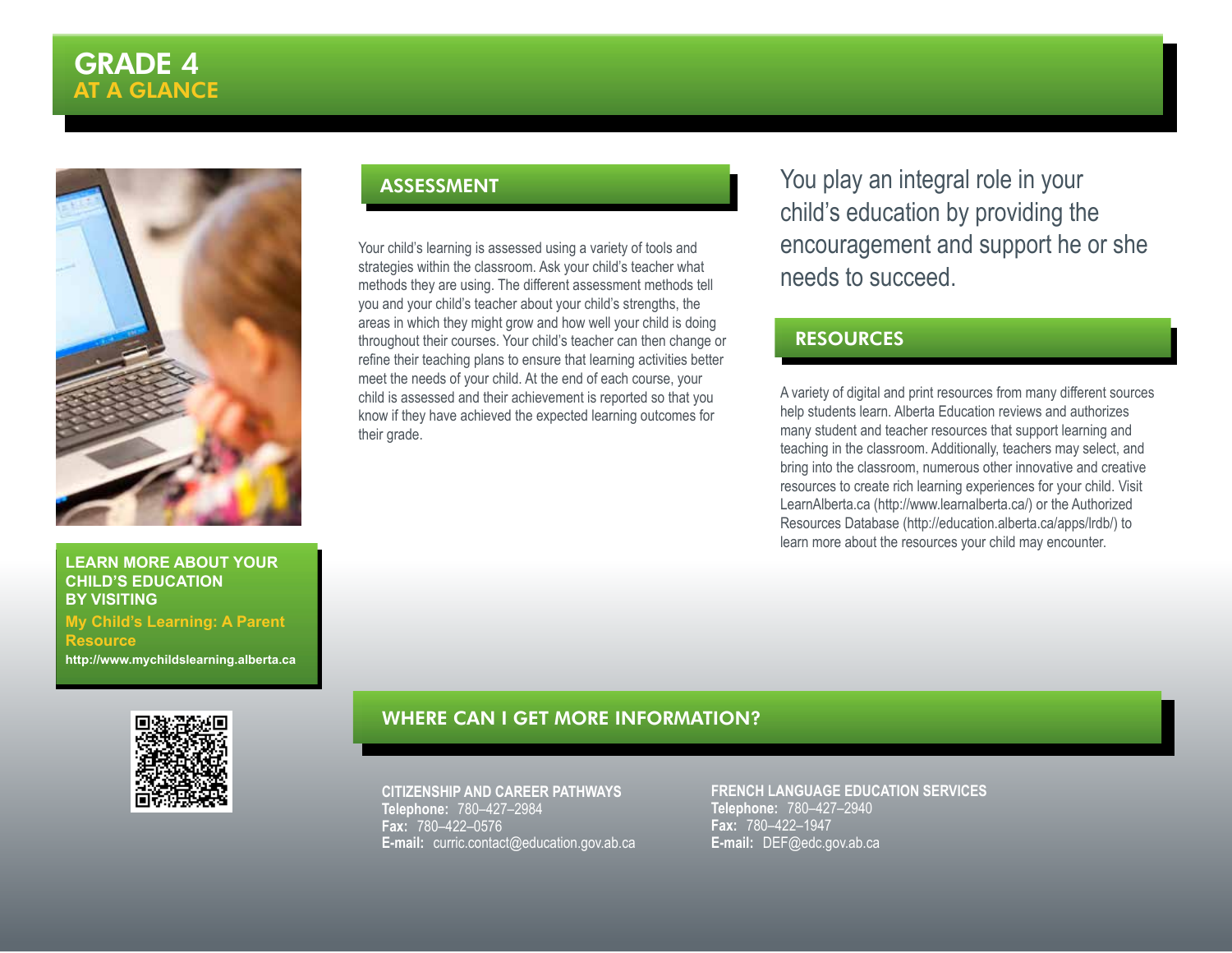# GRADE 4
## AT A GLANCE

**LEARN MORE ABOUT YOUR CHILD'S EDUCATION BY VISITING**

**My Child's Learning: A Parent Resource**

**http://www.mychildslearning.alberta.ca**

## ASSESSMENT

Your child's learning is assessed using a variety of tools and strategies within the classroom. Ask your child's teacher what methods they are using. The different assessment methods tell you and your child's teacher about your child's strengths, the areas in which they might grow and how well your child is doing throughout their courses. Your child's teacher can then change or refine their teaching plans to ensure that learning activities better meet the needs of your child. At the end of each course, your child is assessed and their achievement is reported so that you know if they have achieved the expected learning outcomes for their grade.

You play an integral role in your child's education by providing the encouragement and support he or she needs to succeed.

## RESOURCES

A variety of digital and print resources from many different sources help students learn. Alberta Education reviews and authorizes many student and teacher resources that support learning and teaching in the classroom. Additionally, teachers may select, and bring into the classroom, numerous other innovative and creative resources to create rich learning experiences for your child. Visit LearnAlberta.ca (http://www.learnalberta.ca/) or the Authorized Resources Database (http://education.alberta.ca/apps/lrdb/) to learn more about the resources your child may encounter.

## WHERE CAN I GET MORE INFORMATION?

**CITIZENSHIP AND CAREER PATHWAYS**
**Telephone:** 780–427–2984
**Fax:** 780–422–0576
**E-mail:** curric.contact@education.gov.ab.ca

**FRENCH LANGUAGE EDUCATION SERVICES**
**Telephone:** 780–427–2940
**Fax:** 780–422–1947
**E-mail:** DEF@edc.gov.ab.ca